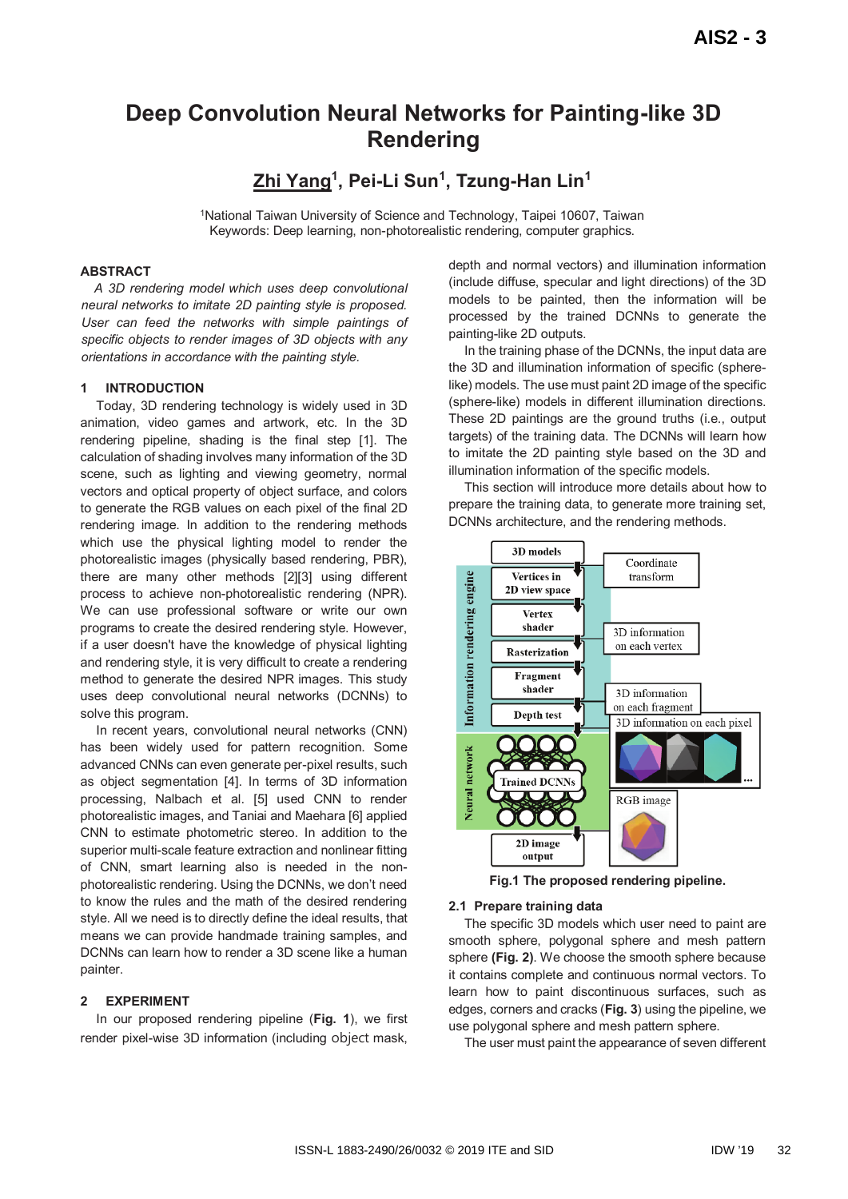# Deep Convolution Neural Networks for Painting-like 3D Rendering

**Zhi Yang[1], Pei-Li Sun[1], Tzung-Han Lin[1]**

[1]National Taiwan University of Science and Technology, Taipei 10607, Taiwan
Keywords: Deep learning, non-photorealistic rendering, computer graphics.

## ABSTRACT

*A 3D rendering model which uses deep convolutional neural networks to imitate 2D painting style is proposed. User can feed the networks with simple paintings of specific objects to render images of 3D objects with any orientations in accordance with the painting style.*

## 1 INTRODUCTION

Today, 3D rendering technology is widely used in 3D animation, video games and artwork, etc. In the 3D rendering pipeline, shading is the final step [1]. The calculation of shading involves many information of the 3D scene, such as lighting and viewing geometry, normal vectors and optical property of object surface, and colors to generate the RGB values on each pixel of the final 2D rendering image. In addition to the rendering methods which use the physical lighting model to render the photorealistic images (physically based rendering, PBR), there are many other methods [2][3] using different process to achieve non-photorealistic rendering (NPR). We can use professional software or write our own programs to create the desired rendering style. However, if a user doesn't have the knowledge of physical lighting and rendering style, it is very difficult to create a rendering method to generate the desired NPR images. This study uses deep convolutional neural networks (DCNNs) to solve this program.

In recent years, convolutional neural networks (CNN) has been widely used for pattern recognition. Some advanced CNNs can even generate per-pixel results, such as object segmentation [4]. In terms of 3D information processing, Nalbach et al. [5] used CNN to render photorealistic images, and Taniai and Maehara [6] applied CNN to estimate photometric stereo. In addition to the superior multi-scale feature extraction and nonlinear fitting of CNN, smart learning also is needed in the non-photorealistic rendering. Using the DCNNs, we don't need to know the rules and the math of the desired rendering style. All we need is to directly define the ideal results, that means we can provide handmade training samples, and DCNNs can learn how to render a 3D scene like a human painter.

## 2 EXPERIMENT

In our proposed rendering pipeline (**Fig. 1**), we first render pixel-wise 3D information (including object mask, depth and normal vectors) and illumination information (include diffuse, specular and light directions) of the 3D models to be painted, then the information will be processed by the trained DCNNs to generate the painting-like 2D outputs.

In the training phase of the DCNNs, the input data are the 3D and illumination information of specific (sphere-like) models. The use must paint 2D image of the specific (sphere-like) models in different illumination directions. These 2D paintings are the ground truths (i.e., output targets) of the training data. The DCNNs will learn how to imitate the 2D painting style based on the 3D and illumination information of the specific models.

This section will introduce more details about how to prepare the training data, to generate more training set, DCNNs architecture, and the rendering methods.

Information rendering engine
3D models
Vertices in 2D view space
Vertex shader
Rasterization
Fragment shader
Depth test
Coordinate transform
3D information on each vertex
3D information on each fragment
3D information on each pixel
Neural network
Trained DCNNs
RGB image
2D image output

**Fig.1 The proposed rendering pipeline.**

### 2.1 Prepare training data

The specific 3D models which user need to paint are smooth sphere, polygonal sphere and mesh pattern sphere (**Fig. 2**). We choose the smooth sphere because it contains complete and continuous normal vectors. To learn how to paint discontinuous surfaces, such as edges, corners and cracks (**Fig. 3**) using the pipeline, we use polygonal sphere and mesh pattern sphere.

The user must paint the appearance of seven different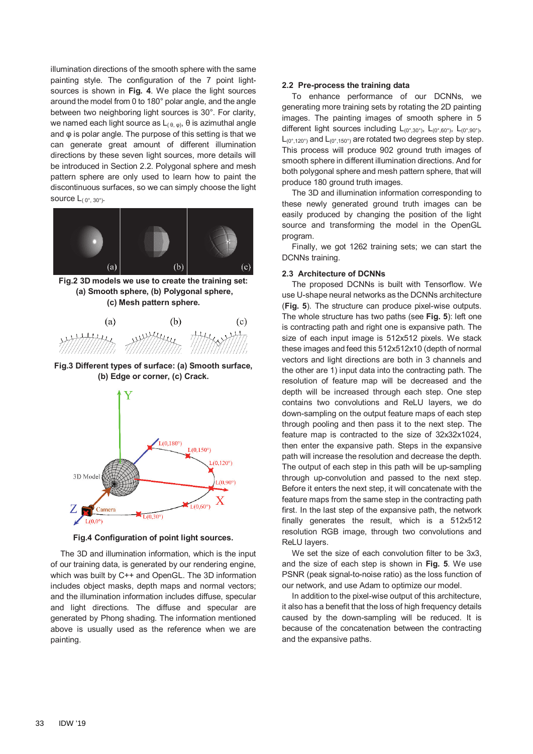illumination directions of the smooth sphere with the same painting style. The configuration of the 7 point light-sources is shown in **Fig. 4**. We place the light sources around the model from 0 to 180° polar angle, and the angle between two neighboring light sources is 30°. For clarity, we named each light source as $L_{(\theta,\varphi)}$, θ is azimuthal angle and φ is polar angle. The purpose of this setting is that we can generate great amount of different illumination directions by these seven light sources, more details will be introduced in Section 2.2. Polygonal sphere and mesh pattern sphere are only used to learn how to paint the discontinuous surfaces, so we can simply choose the light source $L_{(0°,30°)}$.

**Fig.2 3D models we use to create the training set: (a) Smooth sphere, (b) Polygonal sphere, (c) Mesh pattern sphere.**

**Fig.3 Different types of surface: (a) Smooth surface, (b) Edge or corner, (c) Crack.**

**Fig.4 Configuration of point light sources.**

The 3D and illumination information, which is the input of our training data, is generated by our rendering engine, which was built by C++ and OpenGL. The 3D information includes object masks, depth maps and normal vectors; and the illumination information includes diffuse, specular and light directions. The diffuse and specular are generated by Phong shading. The information mentioned above is usually used as the reference when we are painting.

## 2.2 Pre-process the training data

To enhance performance of our DCNNs, we generating more training sets by rotating the 2D painting images. The painting images of smooth sphere in 5 different light sources including $L_{(0°,30°)}$, $L_{(0°,60°)}$, $L_{(0°,90°)}$, $L_{(0°,120°)}$ and $L_{(0°,150°)}$ are rotated two degrees step by step. This process will produce 902 ground truth images of smooth sphere in different illumination directions. And for both polygonal sphere and mesh pattern sphere, that will produce 180 ground truth images.

The 3D and illumination information corresponding to these newly generated ground truth images can be easily produced by changing the position of the light source and transforming the model in the OpenGL program.

Finally, we got 1262 training sets; we can start the DCNNs training.

## 2.3 Architecture of DCNNs

The proposed DCNNs is built with Tensorflow. We use U-shape neural networks as the DCNNs architecture (**Fig. 5**). The structure can produce pixel-wise outputs. The whole structure has two paths (see **Fig. 5**): left one is contracting path and right one is expansive path. The size of each input image is 512x512 pixels. We stack these images and feed this 512x512x10 (depth of normal vectors and light directions are both in 3 channels and the other are 1) input data into the contracting path. The resolution of feature map will be decreased and the depth will be increased through each step. One step contains two convolutions and ReLU layers, we do down-sampling on the output feature maps of each step through pooling and then pass it to the next step. The feature map is contracted to the size of 32x32x1024, then enter the expansive path. Steps in the expansive path will increase the resolution and decrease the depth. The output of each step in this path will be up-sampling through up-convolution and passed to the next step. Before it enters the next step, it will concatenate with the feature maps from the same step in the contracting path first. In the last step of the expansive path, the network finally generates the result, which is a 512x512 resolution RGB image, through two convolutions and ReLU layers.

We set the size of each convolution filter to be 3x3, and the size of each step is shown in **Fig. 5**. We use PSNR (peak signal-to-noise ratio) as the loss function of our network, and use Adam to optimize our model.

In addition to the pixel-wise output of this architecture, it also has a benefit that the loss of high frequency details caused by the down-sampling will be reduced. It is because of the concatenation between the contracting and the expansive paths.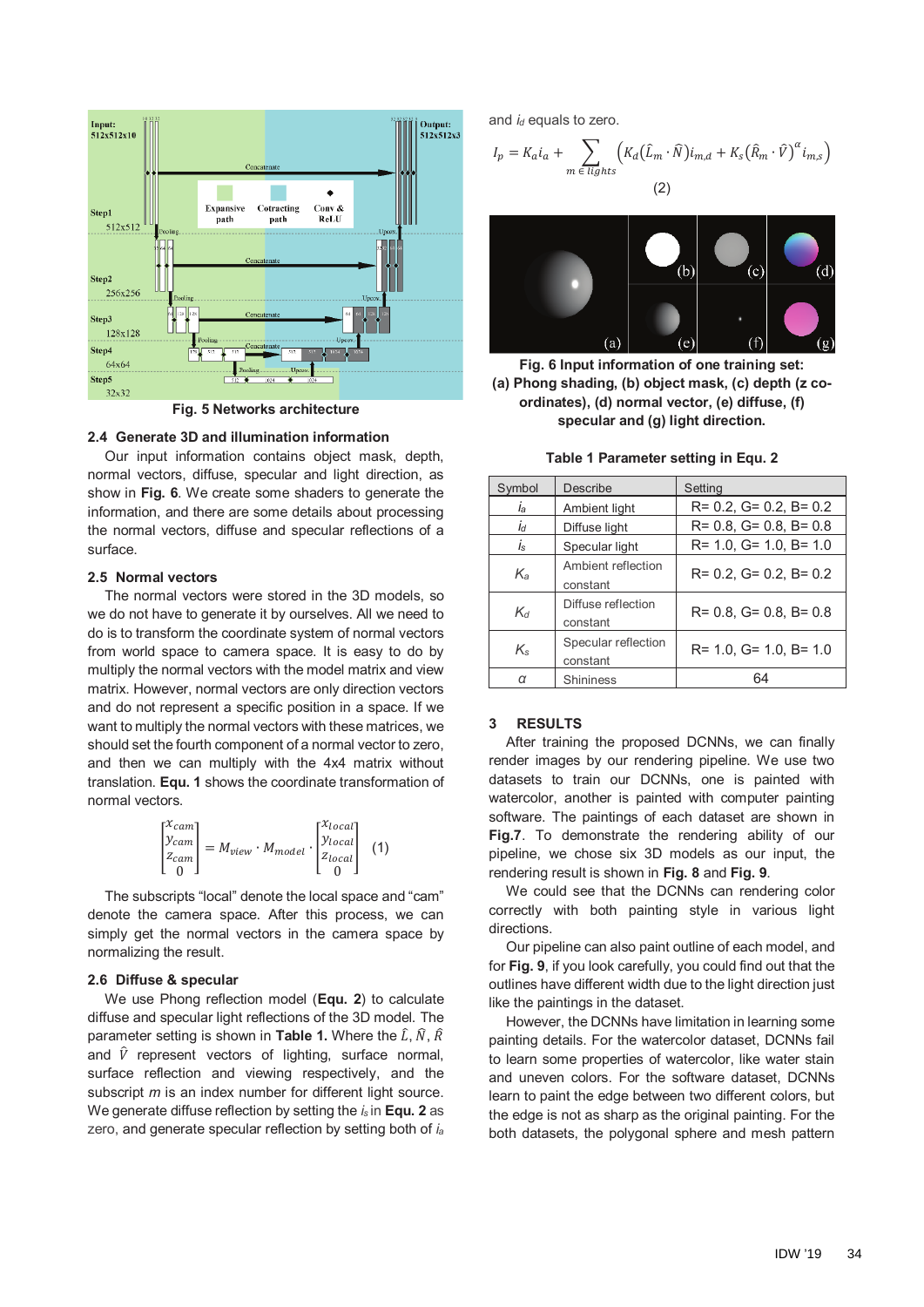Input: 512x512x10

Output: 512x512x3

Step1 512x512

Step2 256x256

Step3 128x128

Step4 64x64

Step5 32x32

Expansive path

Cotracting path

Conv & ReLU

Concatenate

Pooling

Upconv

Fig. 5 Networks architecture

## 2.4 Generate 3D and illumination information

Our input information contains object mask, depth, normal vectors, diffuse, specular and light direction, as show in **Fig. 6**. We create some shaders to generate the information, and there are some details about processing the normal vectors, diffuse and specular reflections of a surface.

## 2.5 Normal vectors

The normal vectors were stored in the 3D models, so we do not have to generate it by ourselves. All we need to do is to transform the coordinate system of normal vectors from world space to camera space. It is easy to do by multiply the normal vectors with the model matrix and view matrix. However, normal vectors are only direction vectors and do not represent a specific position in a space. If we want to multiply the normal vectors with these matrices, we should set the fourth component of a normal vector to zero, and then we can multiply with the 4x4 matrix without translation. **Equ. 1** shows the coordinate transformation of normal vectors.

$$\begin{bmatrix} x_{cam} \\ y_{cam} \\ z_{cam} \\ 0 \end{bmatrix} = M_{view} \cdot M_{model} \cdot \begin{bmatrix} x_{local} \\ y_{local} \\ z_{local} \\ 0 \end{bmatrix} \quad (1)$$

The subscripts "local" denote the local space and "cam" denote the camera space. After this process, we can simply get the normal vectors in the camera space by normalizing the result.

## 2.6 Diffuse & specular

We use Phong reflection model (**Equ. 2**) to calculate diffuse and specular light reflections of the 3D model. The parameter setting is shown in **Table 1.** Where the $\hat{L}$, $\hat{N}$, $\hat{R}$ and $\hat{V}$ represent vectors of lighting, surface normal, surface reflection and viewing respectively, and the subscript *m* is an index number for different light source. We generate diffuse reflection by setting the $i_s$ in **Equ. 2** as zero, and generate specular reflection by setting both of $i_a$ and $i_d$ equals to zero.

$$I_p = K_a i_a + \sum_{m \in lights} \left( K_d (\hat{L}_m \cdot \hat{N}) i_{m,d} + K_s (\hat{R}_m \cdot \hat{V})^{\alpha} i_{m,s} \right) \quad (2)$$

(a) (b) (c) (d) (e) (f) (g)

**Fig. 6 Input information of one training set: (a) Phong shading, (b) object mask, (c) depth (z coordinates), (d) normal vector, (e) diffuse, (f) specular and (g) light direction.**

**Table 1 Parameter setting in Equ. 2**

| Symbol | Describe | Setting |
|---|---|---|
| $i_a$ | Ambient light | R= 0.2, G= 0.2, B= 0.2 |
| $i_d$ | Diffuse light | R= 0.8, G= 0.8, B= 0.8 |
| $i_s$ | Specular light | R= 1.0, G= 1.0, B= 1.0 |
| $K_a$ | Ambient reflection constant | R= 0.2, G= 0.2, B= 0.2 |
| $K_d$ | Diffuse reflection constant | R= 0.8, G= 0.8, B= 0.8 |
| $K_s$ | Specular reflection constant | R= 1.0, G= 1.0, B= 1.0 |
| $\alpha$ | Shininess | 64 |

# 3 RESULTS

After training the proposed DCNNs, we can finally render images by our rendering pipeline. We use two datasets to train our DCNNs, one is painted with watercolor, another is painted with computer painting software. The paintings of each dataset are shown in **Fig.7**. To demonstrate the rendering ability of our pipeline, we chose six 3D models as our input, the rendering result is shown in **Fig. 8** and **Fig. 9**.

We could see that the DCNNs can rendering color correctly with both painting style in various light directions.

Our pipeline can also paint outline of each model, and for **Fig. 9**, if you look carefully, you could find out that the outlines have different width due to the light direction just like the paintings in the dataset.

However, the DCNNs have limitation in learning some painting details. For the watercolor dataset, DCNNs fail to learn some properties of watercolor, like water stain and uneven colors. For the software dataset, DCNNs learn to paint the edge between two different colors, but the edge is not as sharp as the original painting. For the both datasets, the polygonal sphere and mesh pattern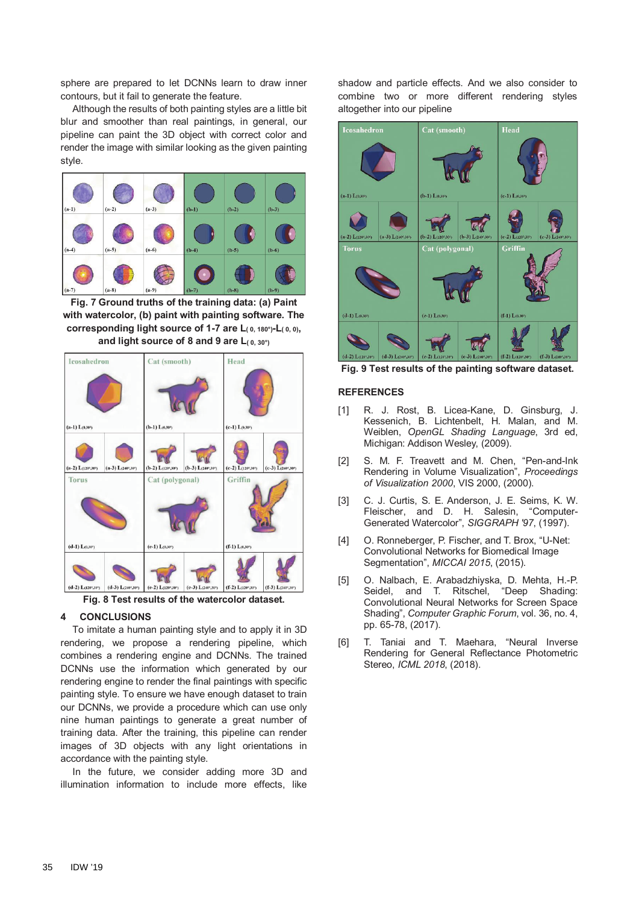sphere are prepared to let DCNNs learn to draw inner contours, but it fail to generate the feature.

Although the results of both painting styles are a little bit blur and smoother than real paintings, in general, our pipeline can paint the 3D object with correct color and render the image with similar looking as the given painting style.

**Fig. 7 Ground truths of the training data: (a) Paint with watercolor, (b) paint with painting software. The corresponding light source of 1-7 are $L_{(0, 180°)}$-$L_{(0, 0)}$, and light source of 8 and 9 are $L_{(0, 30°)}$**

**Fig. 8 Test results of the watercolor dataset.**

## 4 CONCLUSIONS

To imitate a human painting style and to apply it in 3D rendering, we propose a rendering pipeline, which combines a rendering engine and DCNNs. The trained DCNNs use the information which generated by our rendering engine to render the final paintings with specific painting style. To ensure we have enough dataset to train our DCNNs, we provide a procedure which can use only nine human paintings to generate a great number of training data. After the training, this pipeline can render images of 3D objects with any light orientations in accordance with the painting style.

In the future, we consider adding more 3D and illumination information to include more effects, like shadow and particle effects. And we also consider to combine two or more different rendering styles altogether into our pipeline

**Fig. 9 Test results of the painting software dataset.**

## REFERENCES

[1] R. J. Rost, B. Licea-Kane, D. Ginsburg, J. Kessenich, B. Lichtenbelt, H. Malan, and M. Weiblen, *OpenGL Shading Language*, 3rd ed, Michigan: Addison Wesley, (2009).

[2] S. M. F. Treavett and M. Chen, "Pen-and-Ink Rendering in Volume Visualization", *Proceedings of Visualization 2000*, VIS 2000, (2000).

[3] C. J. Curtis, S. E. Anderson, J. E. Seims, K. W. Fleischer, and D. H. Salesin, "Computer-Generated Watercolor", *SIGGRAPH '97*, (1997).

[4] O. Ronneberger, P. Fischer, and T. Brox, "U-Net: Convolutional Networks for Biomedical Image Segmentation", *MICCAI 2015*, (2015).

[5] O. Nalbach, E. Arabadzhiyska, D. Mehta, H.-P. Seidel, and T. Ritschel, "Deep Shading: Convolutional Neural Networks for Screen Space Shading", *Computer Graphic Forum*, vol. 36, no. 4, pp. 65-78, (2017).

[6] T. Taniai and T. Maehara, "Neural Inverse Rendering for General Reflectance Photometric Stereo, *ICML 2018*, (2018).